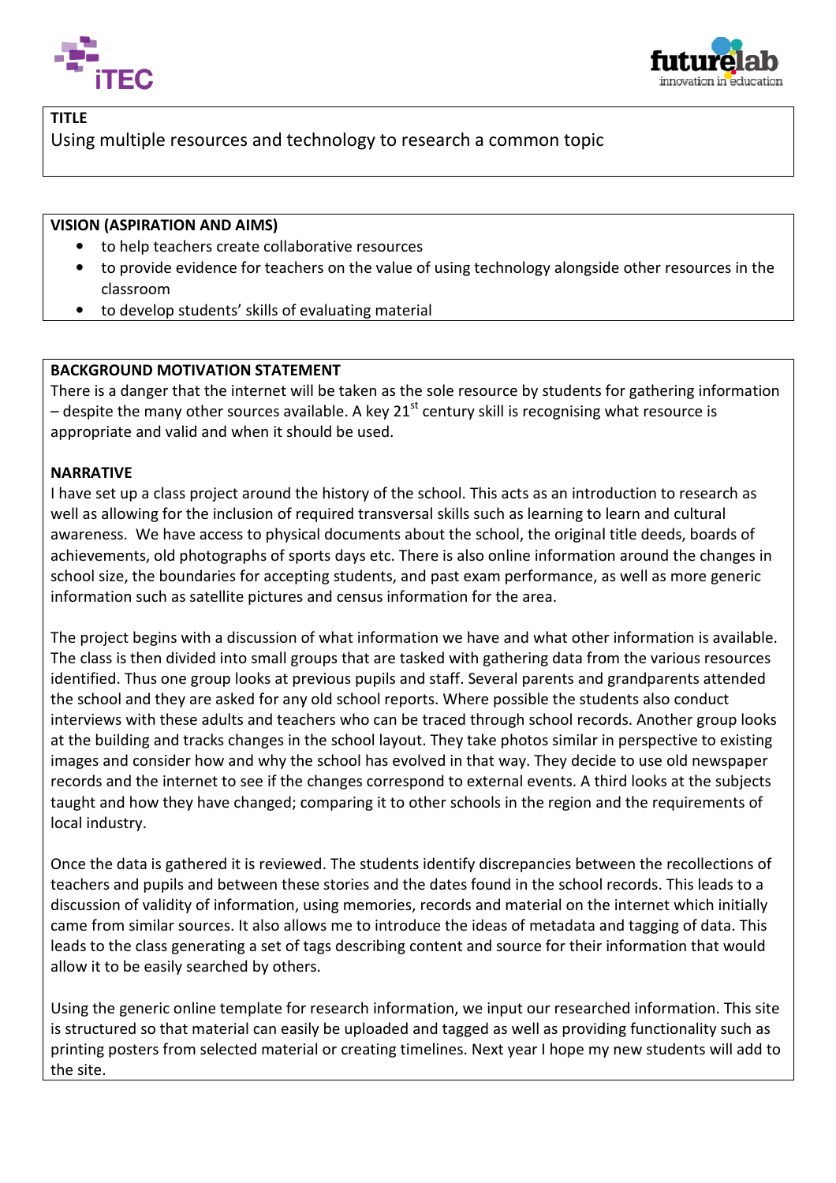## TITLE

Using multiple resources and technology to research a common topic

## VISION (ASPIRATION AND AIMS)

- to help teachers create collaborative resources
- to provide evidence for teachers on the value of using technology alongside other resources in the classroom
- to develop students' skills of evaluating material

## BACKGROUND MOTIVATION STATEMENT

There is a danger that the internet will be taken as the sole resource by students for gathering information – despite the many other sources available. A key 21st century skill is recognising what resource is appropriate and valid and when it should be used.

## NARRATIVE

I have set up a class project around the history of the school. This acts as an introduction to research as well as allowing for the inclusion of required transversal skills such as learning to learn and cultural awareness. We have access to physical documents about the school, the original title deeds, boards of achievements, old photographs of sports days etc. There is also online information around the changes in school size, the boundaries for accepting students, and past exam performance, as well as more generic information such as satellite pictures and census information for the area.

The project begins with a discussion of what information we have and what other information is available. The class is then divided into small groups that are tasked with gathering data from the various resources identified. Thus one group looks at previous pupils and staff. Several parents and grandparents attended the school and they are asked for any old school reports. Where possible the students also conduct interviews with these adults and teachers who can be traced through school records. Another group looks at the building and tracks changes in the school layout. They take photos similar in perspective to existing images and consider how and why the school has evolved in that way. They decide to use old newspaper records and the internet to see if the changes correspond to external events. A third looks at the subjects taught and how they have changed; comparing it to other schools in the region and the requirements of local industry.

Once the data is gathered it is reviewed. The students identify discrepancies between the recollections of teachers and pupils and between these stories and the dates found in the school records. This leads to a discussion of validity of information, using memories, records and material on the internet which initially came from similar sources. It also allows me to introduce the ideas of metadata and tagging of data. This leads to the class generating a set of tags describing content and source for their information that would allow it to be easily searched by others.

Using the generic online template for research information, we input our researched information. This site is structured so that material can easily be uploaded and tagged as well as providing functionality such as printing posters from selected material or creating timelines. Next year I hope my new students will add to the site.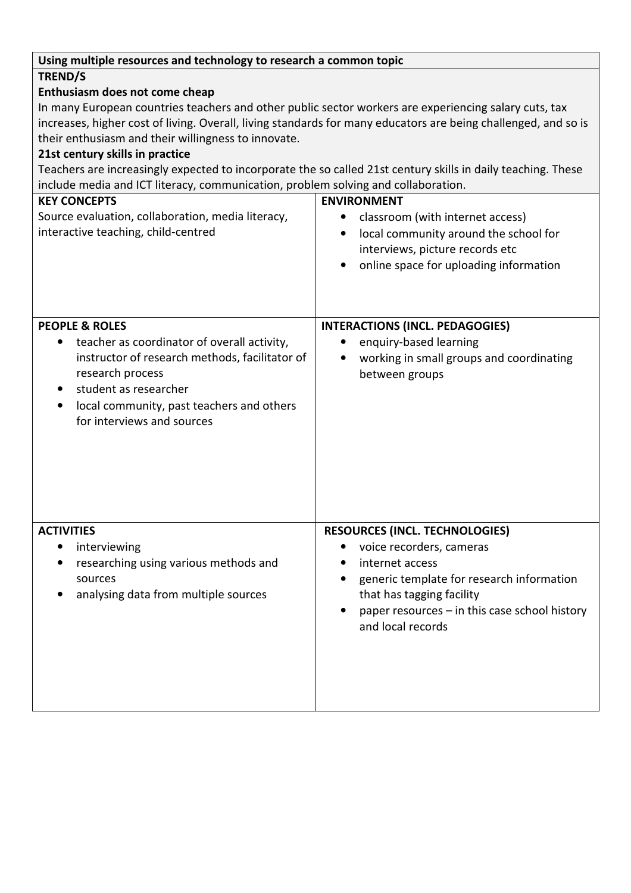**Using multiple resources and technology to research a common topic**

**TREND/S**

**Enthusiasm does not come cheap**

In many European countries teachers and other public sector workers are experiencing salary cuts, tax increases, higher cost of living. Overall, living standards for many educators are being challenged, and so is their enthusiasm and their willingness to innovate.

**21st century skills in practice**

Teachers are increasingly expected to incorporate the so called 21st century skills in daily teaching. These include media and ICT literacy, communication, problem solving and collaboration.

| | |
|---|---|
| **KEY CONCEPTS**<br>Source evaluation, collaboration, media literacy, interactive teaching, child-centred | **ENVIRONMENT**<br>• classroom (with internet access)<br>• local community around the school for interviews, picture records etc<br>• online space for uploading information |
| **PEOPLE & ROLES**<br>• teacher as coordinator of overall activity, instructor of research methods, facilitator of research process<br>• student as researcher<br>• local community, past teachers and others for interviews and sources | **INTERACTIONS (INCL. PEDAGOGIES)**<br>• enquiry-based learning<br>• working in small groups and coordinating between groups |
| **ACTIVITIES**<br>• interviewing<br>• researching using various methods and sources<br>• analysing data from multiple sources | **RESOURCES (INCL. TECHNOLOGIES)**<br>• voice recorders, cameras<br>• internet access<br>• generic template for research information that has tagging facility<br>• paper resources – in this case school history and local records |